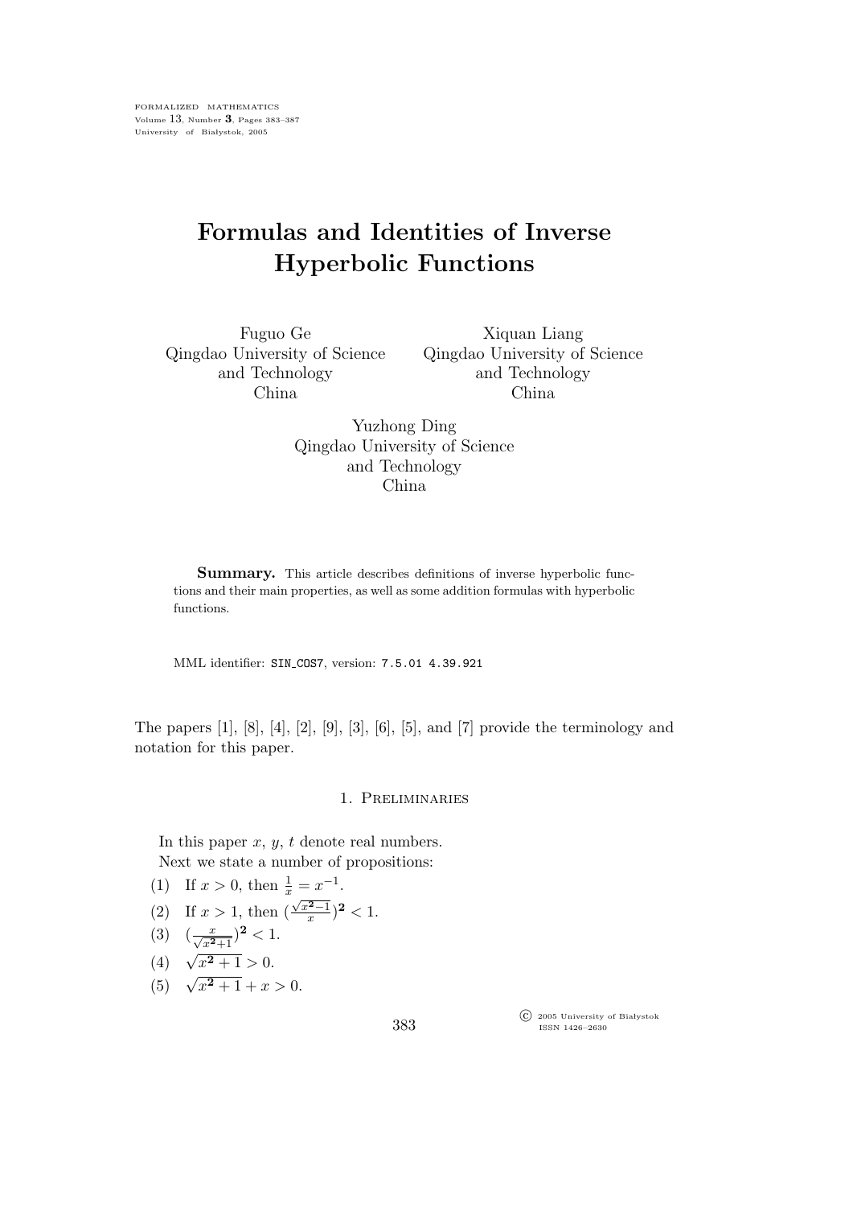# Formulas and Identities of Inverse Hyperbolic Functions

Fuguo Ge
Qingdao University of Science and Technology
China

Xiquan Liang
Qingdao University of Science and Technology
China

Yuzhong Ding
Qingdao University of Science and Technology
China

**Summary.** This article describes definitions of inverse hyperbolic functions and their main properties, as well as some addition formulas with hyperbolic functions.

MML identifier: SIN_COS7, version: 7.5.01 4.39.921

The papers [1], [8], [4], [2], [9], [3], [6], [5], and [7] provide the terminology and notation for this paper.

## 1. Preliminaries

In this paper $x$, $y$, $t$ denote real numbers.

Next we state a number of propositions:

(1) If $x > 0$, then $\frac{1}{x} = x^{-1}$.

(2) If $x > 1$, then $(\frac{\sqrt{x^{\mathbf{2}}-1}}{x})^{\mathbf{2}} < 1$.

(3) $(\frac{x}{\sqrt{x^{\mathbf{2}}+1}})^{\mathbf{2}} < 1$.

(4) $\sqrt{x^{\mathbf{2}}+1} > 0$.

(5) $\sqrt{x^{2}+1} + x > 0$.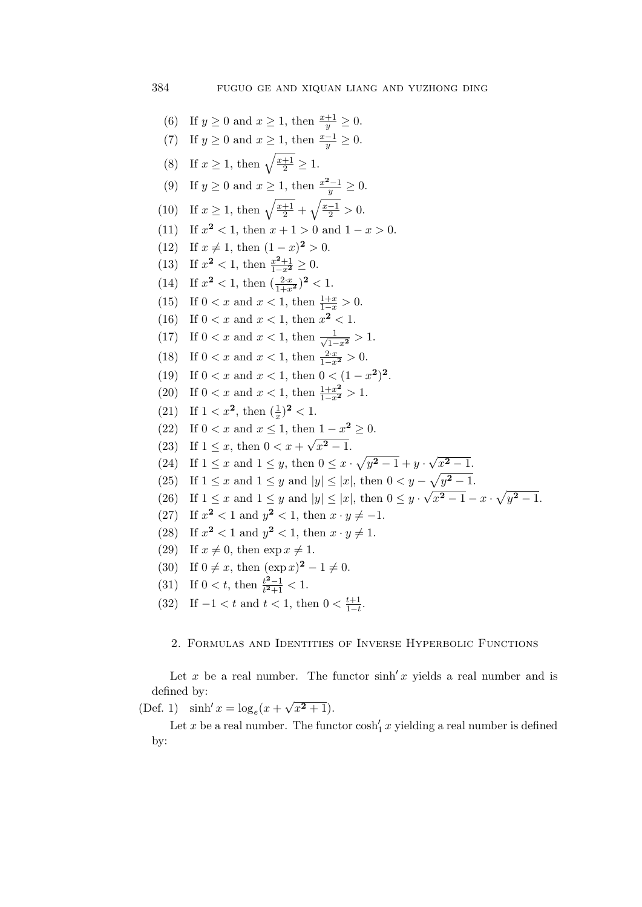(6) If $y \geq 0$ and $x \geq 1$, then $\frac{x+1}{y} \geq 0$.

(7) If $y \geq 0$ and $x \geq 1$, then $\frac{x-1}{y} \geq 0$.

(8) If $x \geq 1$, then $\sqrt{\frac{x+1}{2}} \geq 1$.

(9) If $y \geq 0$ and $x \geq 1$, then $\frac{x^{\mathbf{2}}-1}{y} \geq 0$.

(10) If $x \geq 1$, then $\sqrt{\frac{x+1}{2}} + \sqrt{\frac{x-1}{2}} > 0$.

(11) If $x^{\mathbf{2}} < 1$, then $x + 1 > 0$ and $1 - x > 0$.

(12) If $x \neq 1$, then $(1 - x)^{\mathbf{2}} > 0$.

(13) If $x^{\mathbf{2}} < 1$, then $\frac{x^{\mathbf{2}}+1}{1-x^{\mathbf{2}}} \geq 0$.

(14) If $x^{\mathbf{2}} < 1$, then $(\frac{2 \cdot x}{1+x^{\mathbf{2}}})^{\mathbf{2}} < 1$.

(15) If $0 < x$ and $x < 1$, then $\frac{1+x}{1-x} > 0$.

(16) If $0 < x$ and $x < 1$, then $x^{\mathbf{2}} < 1$.

(17) If $0 < x$ and $x < 1$, then $\frac{1}{\sqrt{1-x^{\mathbf{2}}}} > 1$.

(18) If $0 < x$ and $x < 1$, then $\frac{2 \cdot x}{1-x^{\mathbf{2}}} > 0$.

(19) If $0 < x$ and $x < 1$, then $0 < (1 - x^{\mathbf{2}})^{\mathbf{2}}$.

(20) If $0 < x$ and $x < 1$, then $\frac{1+x^{\mathbf{2}}}{1-x^{\mathbf{2}}} > 1$.

(21) If $1 < x^{\mathbf{2}}$, then $(\frac{1}{x})^{\mathbf{2}} < 1$.

(22) If $0 < x$ and $x \leq 1$, then $1 - x^{\mathbf{2}} \geq 0$.

(23) If $1 \leq x$, then $0 < x + \sqrt{x^{\mathbf{2}} - 1}$.

(24) If $1 \leq x$ and $1 \leq y$, then $0 \leq x \cdot \sqrt{y^{\mathbf{2}} - 1} + y \cdot \sqrt{x^{\mathbf{2}} - 1}$.

(25) If $1 \leq x$ and $1 \leq y$ and $|y| \leq |x|$, then $0 < y - \sqrt{y^{\mathbf{2}} - 1}$.

(26) If $1 \leq x$ and $1 \leq y$ and $|y| \leq |x|$, then $0 \leq y \cdot \sqrt{x^{\mathbf{2}} - 1} - x \cdot \sqrt{y^{\mathbf{2}} - 1}$.

(27) If $x^{\mathbf{2}} < 1$ and $y^{\mathbf{2}} < 1$, then $x \cdot y \neq -1$.

(28) If $x^{\mathbf{2}} < 1$ and $y^{\mathbf{2}} < 1$, then $x \cdot y \neq 1$.

(29) If $x \neq 0$, then $\exp x \neq 1$.

(30) If $0 \neq x$, then $(\exp x)^{\mathbf{2}} - 1 \neq 0$.

(31) If $0 < t$, then $\frac{t^{\mathbf{2}}-1}{t^{\mathbf{2}}+1} < 1$.

(32) If $-1 < t$ and $t < 1$, then $0 < \frac{t+1}{1-t}$.

## 2. Formulas and Identities of Inverse Hyperbolic Functions

Let $x$ be a real number. The functor $\sinh' x$ yields a real number and is defined by:

(Def. 1) $\sinh' x = \log_e(x + \sqrt{x^{\mathbf{2}} + 1})$.

Let $x$ be a real number. The functor $\cosh'_1 x$ yielding a real number is defined by: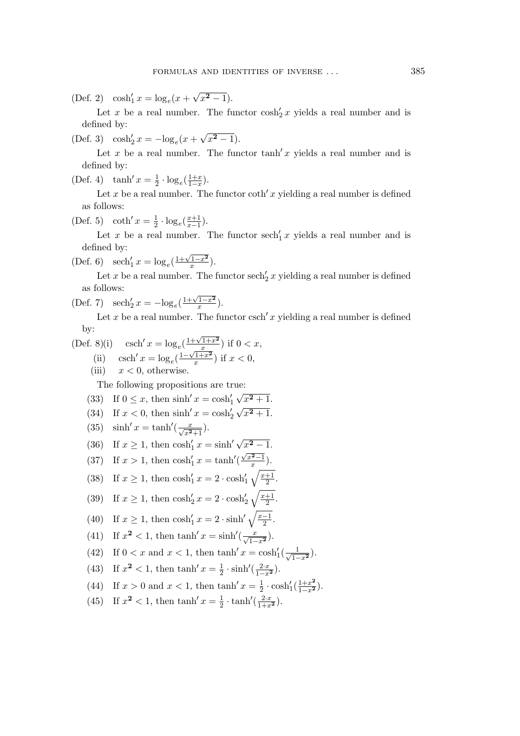(Def. 2) $\cosh_1' x = \log_e(x + \sqrt{x^{\mathbf{2}} - 1})$.

Let $x$ be a real number. The functor $\cosh_2' x$ yields a real number and is defined by:

(Def. 3) $\cosh_2' x = -\log_e(x + \sqrt{x^{\mathbf{2}} - 1})$.

Let $x$ be a real number. The functor $\tanh' x$ yields a real number and is defined by:

(Def. 4) $\tanh' x = \frac{1}{2} \cdot \log_e(\frac{1+x}{1-x})$.

Let $x$ be a real number. The functor $\coth' x$ yielding a real number is defined as follows:

(Def. 5) $\coth' x = \frac{1}{2} \cdot \log_e(\frac{x+1}{x-1})$.

Let $x$ be a real number. The functor $\operatorname{sech}_1' x$ yields a real number and is defined by:

(Def. 6) $\operatorname{sech}_1' x = \log_e(\frac{1+\sqrt{1-x^{\mathbf{2}}}}{x})$.

Let $x$ be a real number. The functor $\operatorname{sech}_2' x$ yielding a real number is defined as follows:

(Def. 7) $\operatorname{sech}_2' x = -\log_e(\frac{1+\sqrt{1-x^{\mathbf{2}}}}{x})$.

Let $x$ be a real number. The functor $\operatorname{csch}' x$ yielding a real number is defined by:

(Def. 8)(i) $\operatorname{csch}' x = \log_e(\frac{1+\sqrt{1+x^{\mathbf{2}}}}{x})$ if $0 < x$,

(ii) $\operatorname{csch}' x = \log_e(\frac{1-\sqrt{1+x^{\mathbf{2}}}}{x})$ if $x < 0$,

(iii) $x < 0$, otherwise.

The following propositions are true:

(33) If $0 \leq x$, then $\sinh' x = \cosh_1' \sqrt{x^{\mathbf{2}} + 1}$.

(34) If $x < 0$, then $\sinh' x = \cosh_2' \sqrt{x^{\mathbf{2}} + 1}$.

(35) $\sinh' x = \tanh'(\frac{x}{\sqrt{x^{\mathbf{2}}+1}})$.

(36) If $x \geq 1$, then $\cosh_1' x = \sinh' \sqrt{x^{\mathbf{2}} - 1}$.

(37) If $x > 1$, then $\cosh_1' x = \tanh'(\frac{\sqrt{x^{\mathbf{2}}-1}}{x})$.

(38) If $x \geq 1$, then $\cosh_1' x = 2 \cdot \cosh_1' \sqrt{\frac{x+1}{2}}$.

(39) If $x \geq 1$, then $\cosh_2' x = 2 \cdot \cosh_2' \sqrt{\frac{x+1}{2}}$.

(40) If $x \geq 1$, then $\cosh_1' x = 2 \cdot \sinh' \sqrt{\frac{x-1}{2}}$.

(41) If $x^{\mathbf{2}} < 1$, then $\tanh' x = \sinh'(\frac{x}{\sqrt{1-x^{\mathbf{2}}}})$.

(42) If $0 < x$ and $x < 1$, then $\tanh' x = \cosh_1'(\frac{1}{\sqrt{1-x^{\mathbf{2}}}})$.

(43) If $x^{\mathbf{2}} < 1$, then $\tanh' x = \frac{1}{2} \cdot \sinh'(\frac{2 \cdot x}{1-x^{\mathbf{2}}})$.

(44) If $x > 0$ and $x < 1$, then $\tanh' x = \frac{1}{2} \cdot \cosh_1'(\frac{1+x^{\mathbf{2}}}{1-x^{\mathbf{2}}})$.

(45) If $x^{\mathbf{2}} < 1$, then $\tanh' x = \frac{1}{2} \cdot \tanh'(\frac{2 \cdot x}{1+x^{\mathbf{2}}})$.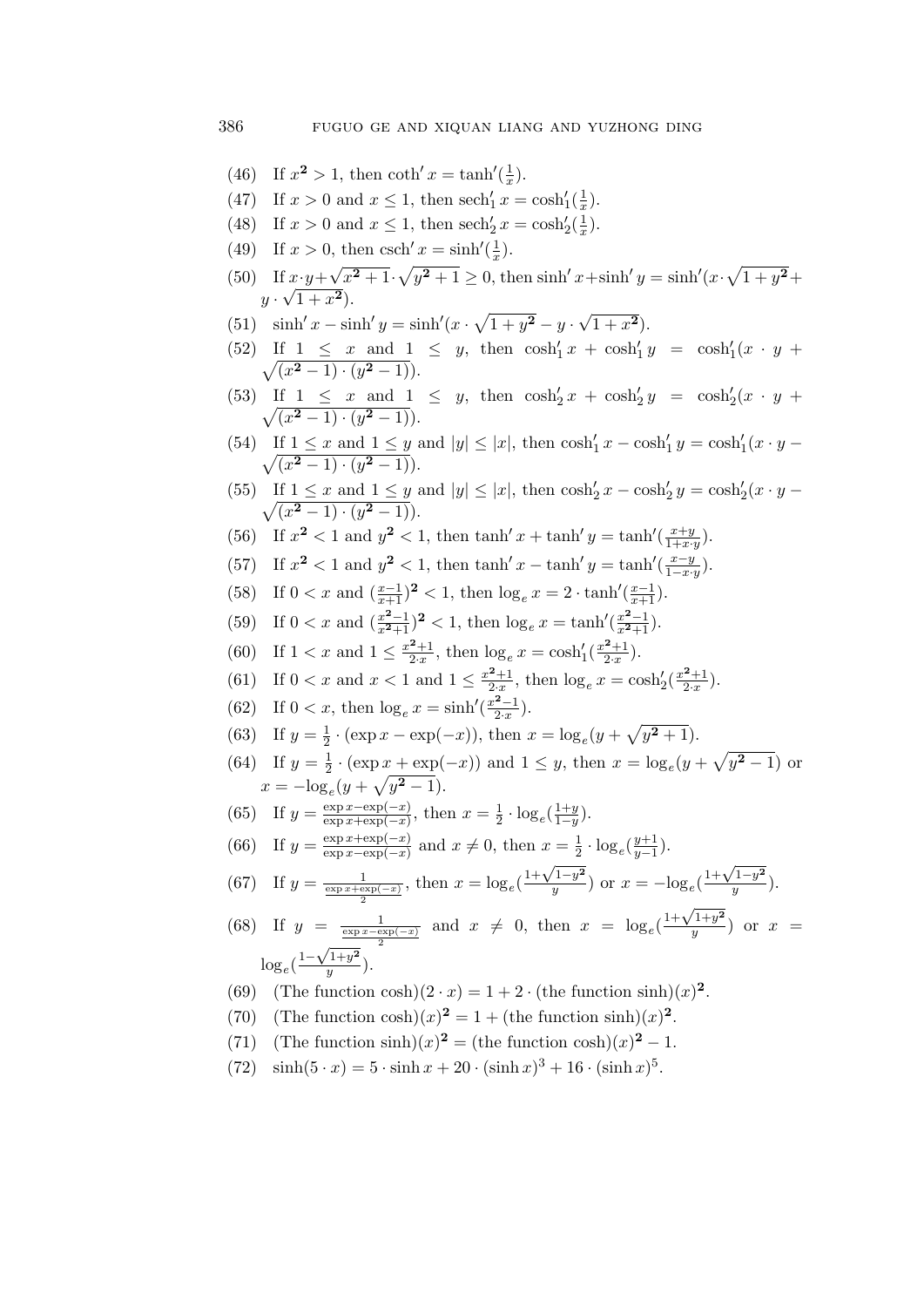(46) If $x^{\mathbf{2}} > 1$, then $\coth' x = \tanh'(\frac{1}{x})$.

(47) If $x > 0$ and $x \leq 1$, then $\mathrm{sech}'_1 x = \cosh'_1(\frac{1}{x})$.

(48) If $x > 0$ and $x \leq 1$, then $\mathrm{sech}'_2 x = \cosh'_2(\frac{1}{x})$.

(49) If $x > 0$, then $\mathrm{csch}' x = \sinh'(\frac{1}{x})$.

(50) If $x \cdot y + \sqrt{x^{\mathbf{2}} + 1} \cdot \sqrt{y^{\mathbf{2}} + 1} \geq 0$, then $\sinh' x + \sinh' y = \sinh'(x \cdot \sqrt{1 + y^{\mathbf{2}}} + y \cdot \sqrt{1 + x^{\mathbf{2}}})$.

(51) $\sinh' x - \sinh' y = \sinh'(x \cdot \sqrt{1 + y^{\mathbf{2}}} - y \cdot \sqrt{1 + x^{\mathbf{2}}})$.

(52) If $1 \leq x$ and $1 \leq y$, then $\cosh'_1 x + \cosh'_1 y = \cosh'_1(x \cdot y + \sqrt{(x^{\mathbf{2}} - 1) \cdot (y^{\mathbf{2}} - 1)})$.

(53) If $1 \leq x$ and $1 \leq y$, then $\cosh'_2 x + \cosh'_2 y = \cosh'_2(x \cdot y + \sqrt{(x^{\mathbf{2}} - 1) \cdot (y^{\mathbf{2}} - 1)})$.

(54) If $1 \leq x$ and $1 \leq y$ and $|y| \leq |x|$, then $\cosh'_1 x - \cosh'_1 y = \cosh'_1(x \cdot y - \sqrt{(x^{\mathbf{2}} - 1) \cdot (y^{\mathbf{2}} - 1)})$.

(55) If $1 \leq x$ and $1 \leq y$ and $|y| \leq |x|$, then $\cosh'_2 x - \cosh'_2 y = \cosh'_2(x \cdot y - \sqrt{(x^{\mathbf{2}} - 1) \cdot (y^{\mathbf{2}} - 1)})$.

(56) If $x^{\mathbf{2}} < 1$ and $y^{\mathbf{2}} < 1$, then $\tanh' x + \tanh' y = \tanh'(\frac{x+y}{1+x \cdot y})$.

(57) If $x^{\mathbf{2}} < 1$ and $y^{\mathbf{2}} < 1$, then $\tanh' x - \tanh' y = \tanh'(\frac{x-y}{1-x \cdot y})$.

(58) If $0 < x$ and $(\frac{x-1}{x+1})^{\mathbf{2}} < 1$, then $\log_e x = 2 \cdot \tanh'(\frac{x-1}{x+1})$.

(59) If $0 < x$ and $(\frac{x^{\mathbf{2}}-1}{x^{\mathbf{2}}+1})^{\mathbf{2}} < 1$, then $\log_e x = \tanh'(\frac{x^{\mathbf{2}}-1}{x^{\mathbf{2}}+1})$.

(60) If $1 < x$ and $1 \leq \frac{x^{\mathbf{2}}+1}{2 \cdot x}$, then $\log_e x = \cosh'_1(\frac{x^{\mathbf{2}}+1}{2 \cdot x})$.

(61) If $0 < x$ and $x < 1$ and $1 \leq \frac{x^{\mathbf{2}}+1}{2 \cdot x}$, then $\log_e x = \cosh'_2(\frac{x^{\mathbf{2}}+1}{2 \cdot x})$.

(62) If $0 < x$, then $\log_e x = \sinh'(\frac{x^{\mathbf{2}}-1}{2 \cdot x})$.

(63) If $y = \frac{1}{2} \cdot (\exp x - \exp(-x))$, then $x = \log_e(y + \sqrt{y^{\mathbf{2}} + 1})$.

(64) If $y = \frac{1}{2} \cdot (\exp x + \exp(-x))$ and $1 \leq y$, then $x = \log_e(y + \sqrt{y^{\mathbf{2}} - 1})$ or $x = -\log_e(y + \sqrt{y^{\mathbf{2}} - 1})$.

(65) If $y = \frac{\exp x - \exp(-x)}{\exp x + \exp(-x)}$, then $x = \frac{1}{2} \cdot \log_e(\frac{1+y}{1-y})$.

(66) If $y = \frac{\exp x + \exp(-x)}{\exp x - \exp(-x)}$ and $x \neq 0$, then $x = \frac{1}{2} \cdot \log_e(\frac{y+1}{y-1})$.

(67) If $y = \frac{1}{\frac{\exp x + \exp(-x)}{2}}$, then $x = \log_e(\frac{1+\sqrt{1-y^{\mathbf{2}}}}{y})$ or $x = -\log_e(\frac{1+\sqrt{1-y^{\mathbf{2}}}}{y})$.

(68) If $y = \frac{1}{\frac{\exp x - \exp(-x)}{2}}$ and $x \neq 0$, then $x = \log_e(\frac{1+\sqrt{1+y^{\mathbf{2}}}}{y})$ or $x = \log_e(\frac{1-\sqrt{1+y^{\mathbf{2}}}}{y})$.

(69) (The function cosh)$(2 \cdot x) = 1 + 2 \cdot$ (the function sinh)$(x)^{\mathbf{2}}$.

(70) (The function cosh)$(x)^{\mathbf{2}} = 1 +$ (the function sinh)$(x)^{\mathbf{2}}$.

(71) (The function sinh)$(x)^{\mathbf{2}} =$ (the function cosh)$(x)^{\mathbf{2}} - 1$.

(72) $\sinh(5 \cdot x) = 5 \cdot \sinh x + 20 \cdot (\sinh x)^3 + 16 \cdot (\sinh x)^5$.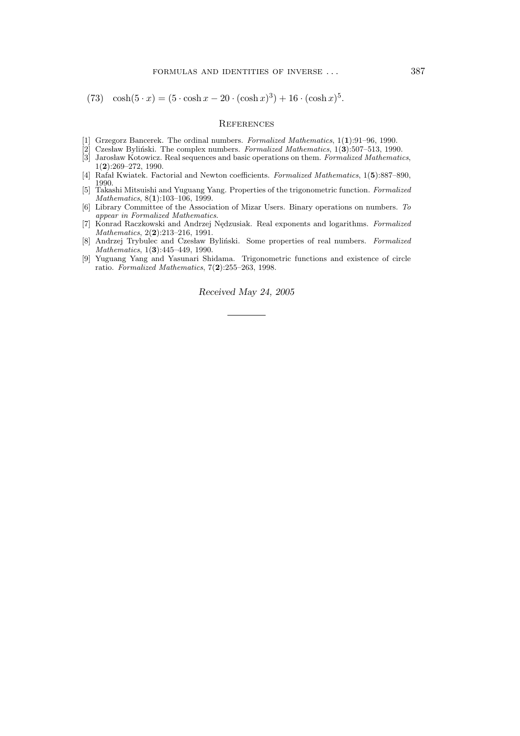(73) $\cosh(5 \cdot x) = (5 \cdot \cosh x - 20 \cdot (\cosh x)^3) + 16 \cdot (\cosh x)^5$.

## References

[1] Grzegorz Bancerek. The ordinal numbers. *Formalized Mathematics*, 1(**1**):91–96, 1990.

[2] Czesław Byliński. The complex numbers. *Formalized Mathematics*, 1(**3**):507–513, 1990.

[3] Jarosław Kotowicz. Real sequences and basic operations on them. *Formalized Mathematics*, 1(**2**):269–272, 1990.

[4] Rafał Kwiatek. Factorial and Newton coefficients. *Formalized Mathematics*, 1(**5**):887–890, 1990.

[5] Takashi Mitsuishi and Yuguang Yang. Properties of the trigonometric function. *Formalized Mathematics*, 8(**1**):103–106, 1999.

[6] Library Committee of the Association of Mizar Users. Binary operations on numbers. *To appear in Formalized Mathematics*.

[7] Konrad Raczkowski and Andrzej Nędzusiak. Real exponents and logarithms. *Formalized Mathematics*, 2(**2**):213–216, 1991.

[8] Andrzej Trybulec and Czesław Byliński. Some properties of real numbers. *Formalized Mathematics*, 1(**3**):445–449, 1990.

[9] Yuguang Yang and Yasunari Shidama. Trigonometric functions and existence of circle ratio. *Formalized Mathematics*, 7(**2**):255–263, 1998.

*Received May 24, 2005*